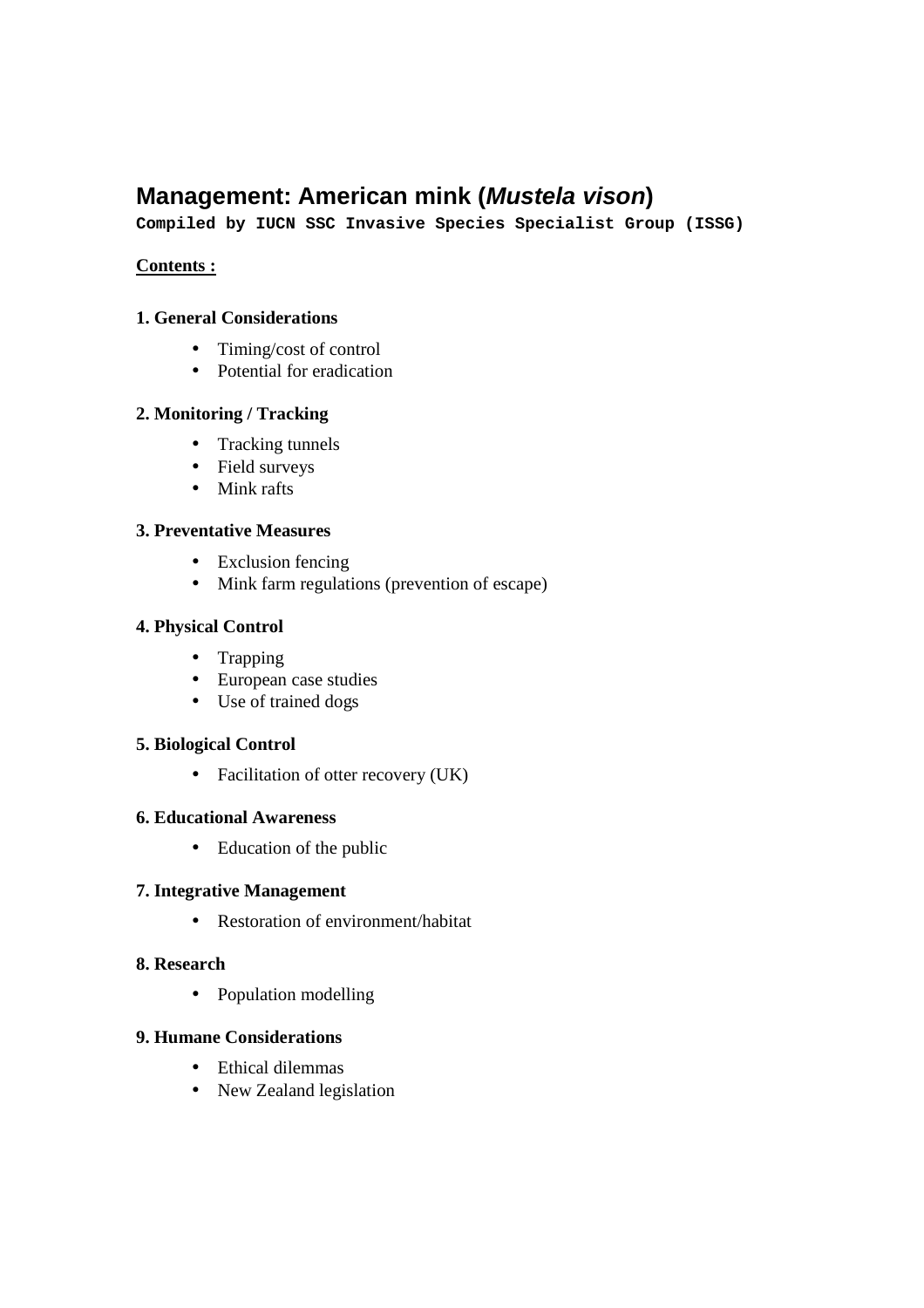# Management: American mink (*Mustela vison*)

**Compiled by IUCN SSC Invasive Species Specialist Group (ISSG)**

**Contents :**

**1. General Considerations**

- Timing/cost of control
- Potential for eradication

**2. Monitoring / Tracking**

- Tracking tunnels
- Field surveys
- Mink rafts

**3. Preventative Measures**

- Exclusion fencing
- Mink farm regulations (prevention of escape)

**4. Physical Control**

- Trapping
- European case studies
- Use of trained dogs

**5. Biological Control**

- Facilitation of otter recovery (UK)

**6. Educational Awareness**

- Education of the public

**7. Integrative Management**

- Restoration of environment/habitat

**8. Research**

- Population modelling

**9. Humane Considerations**

- Ethical dilemmas
- New Zealand legislation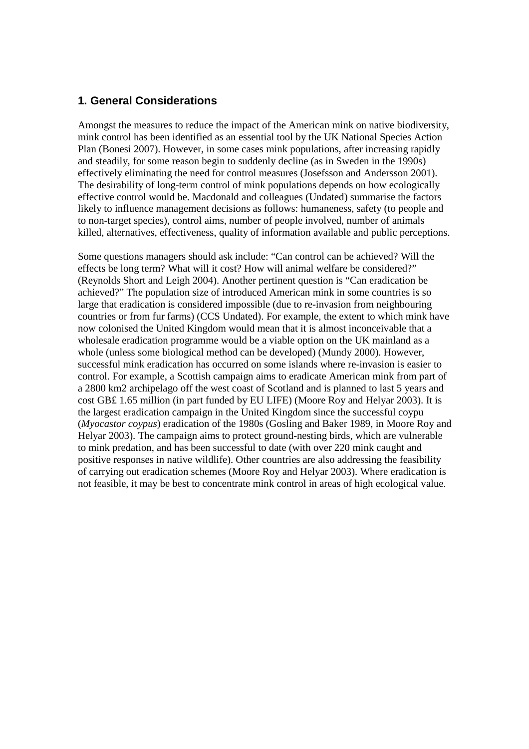## 1. General Considerations

Amongst the measures to reduce the impact of the American mink on native biodiversity, mink control has been identified as an essential tool by the UK National Species Action Plan (Bonesi 2007). However, in some cases mink populations, after increasing rapidly and steadily, for some reason begin to suddenly decline (as in Sweden in the 1990s) effectively eliminating the need for control measures (Josefsson and Andersson 2001). The desirability of long-term control of mink populations depends on how ecologically effective control would be. Macdonald and colleagues (Undated) summarise the factors likely to influence management decisions as follows: humaneness, safety (to people and to non-target species), control aims, number of people involved, number of animals killed, alternatives, effectiveness, quality of information available and public perceptions.

Some questions managers should ask include: "Can control can be achieved? Will the effects be long term? What will it cost? How will animal welfare be considered?" (Reynolds Short and Leigh 2004). Another pertinent question is "Can eradication be achieved?" The population size of introduced American mink in some countries is so large that eradication is considered impossible (due to re-invasion from neighbouring countries or from fur farms) (CCS Undated). For example, the extent to which mink have now colonised the United Kingdom would mean that it is almost inconceivable that a wholesale eradication programme would be a viable option on the UK mainland as a whole (unless some biological method can be developed) (Mundy 2000). However, successful mink eradication has occurred on some islands where re-invasion is easier to control. For example, a Scottish campaign aims to eradicate American mink from part of a 2800 km2 archipelago off the west coast of Scotland and is planned to last 5 years and cost GB£ 1.65 million (in part funded by EU LIFE) (Moore Roy and Helyar 2003). It is the largest eradication campaign in the United Kingdom since the successful coypu (*Myocastor coypus*) eradication of the 1980s (Gosling and Baker 1989, in Moore Roy and Helyar 2003). The campaign aims to protect ground-nesting birds, which are vulnerable to mink predation, and has been successful to date (with over 220 mink caught and positive responses in native wildlife). Other countries are also addressing the feasibility of carrying out eradication schemes (Moore Roy and Helyar 2003). Where eradication is not feasible, it may be best to concentrate mink control in areas of high ecological value.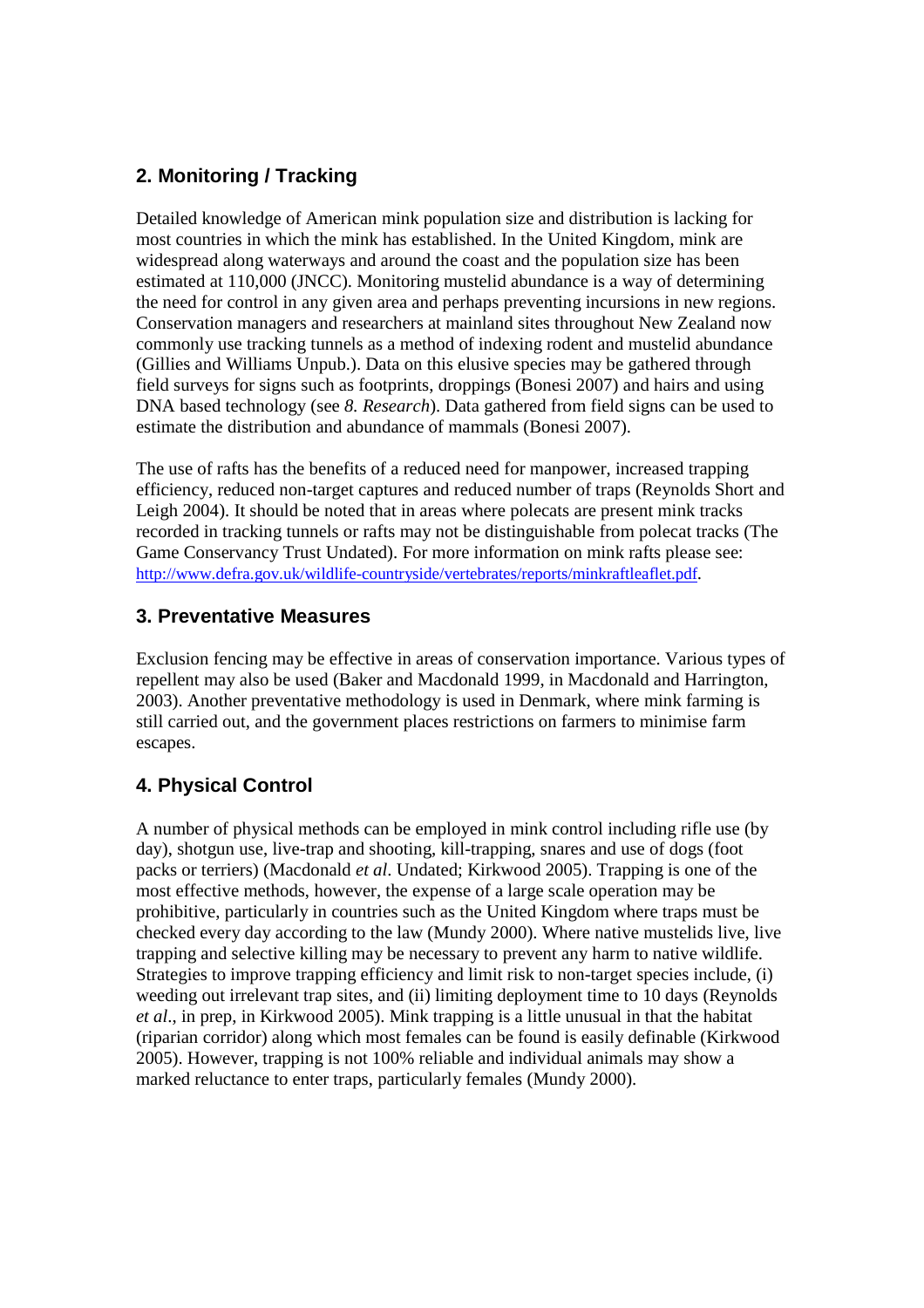## 2. Monitoring / Tracking

Detailed knowledge of American mink population size and distribution is lacking for most countries in which the mink has established. In the United Kingdom, mink are widespread along waterways and around the coast and the population size has been estimated at 110,000 (JNCC). Monitoring mustelid abundance is a way of determining the need for control in any given area and perhaps preventing incursions in new regions. Conservation managers and researchers at mainland sites throughout New Zealand now commonly use tracking tunnels as a method of indexing rodent and mustelid abundance (Gillies and Williams Unpub.). Data on this elusive species may be gathered through field surveys for signs such as footprints, droppings (Bonesi 2007) and hairs and using DNA based technology (see *8. Research*). Data gathered from field signs can be used to estimate the distribution and abundance of mammals (Bonesi 2007).

The use of rafts has the benefits of a reduced need for manpower, increased trapping efficiency, reduced non-target captures and reduced number of traps (Reynolds Short and Leigh 2004). It should be noted that in areas where polecats are present mink tracks recorded in tracking tunnels or rafts may not be distinguishable from polecat tracks (The Game Conservancy Trust Undated). For more information on mink rafts please see: http://www.defra.gov.uk/wildlife-countryside/vertebrates/reports/minkraftleaflet.pdf.

## 3. Preventative Measures

Exclusion fencing may be effective in areas of conservation importance. Various types of repellent may also be used (Baker and Macdonald 1999, in Macdonald and Harrington, 2003). Another preventative methodology is used in Denmark, where mink farming is still carried out, and the government places restrictions on farmers to minimise farm escapes.

## 4. Physical Control

A number of physical methods can be employed in mink control including rifle use (by day), shotgun use, live-trap and shooting, kill-trapping, snares and use of dogs (foot packs or terriers) (Macdonald *et al*. Undated; Kirkwood 2005). Trapping is one of the most effective methods, however, the expense of a large scale operation may be prohibitive, particularly in countries such as the United Kingdom where traps must be checked every day according to the law (Mundy 2000). Where native mustelids live, live trapping and selective killing may be necessary to prevent any harm to native wildlife. Strategies to improve trapping efficiency and limit risk to non-target species include, (i) weeding out irrelevant trap sites, and (ii) limiting deployment time to 10 days (Reynolds *et al*., in prep, in Kirkwood 2005). Mink trapping is a little unusual in that the habitat (riparian corridor) along which most females can be found is easily definable (Kirkwood 2005). However, trapping is not 100% reliable and individual animals may show a marked reluctance to enter traps, particularly females (Mundy 2000).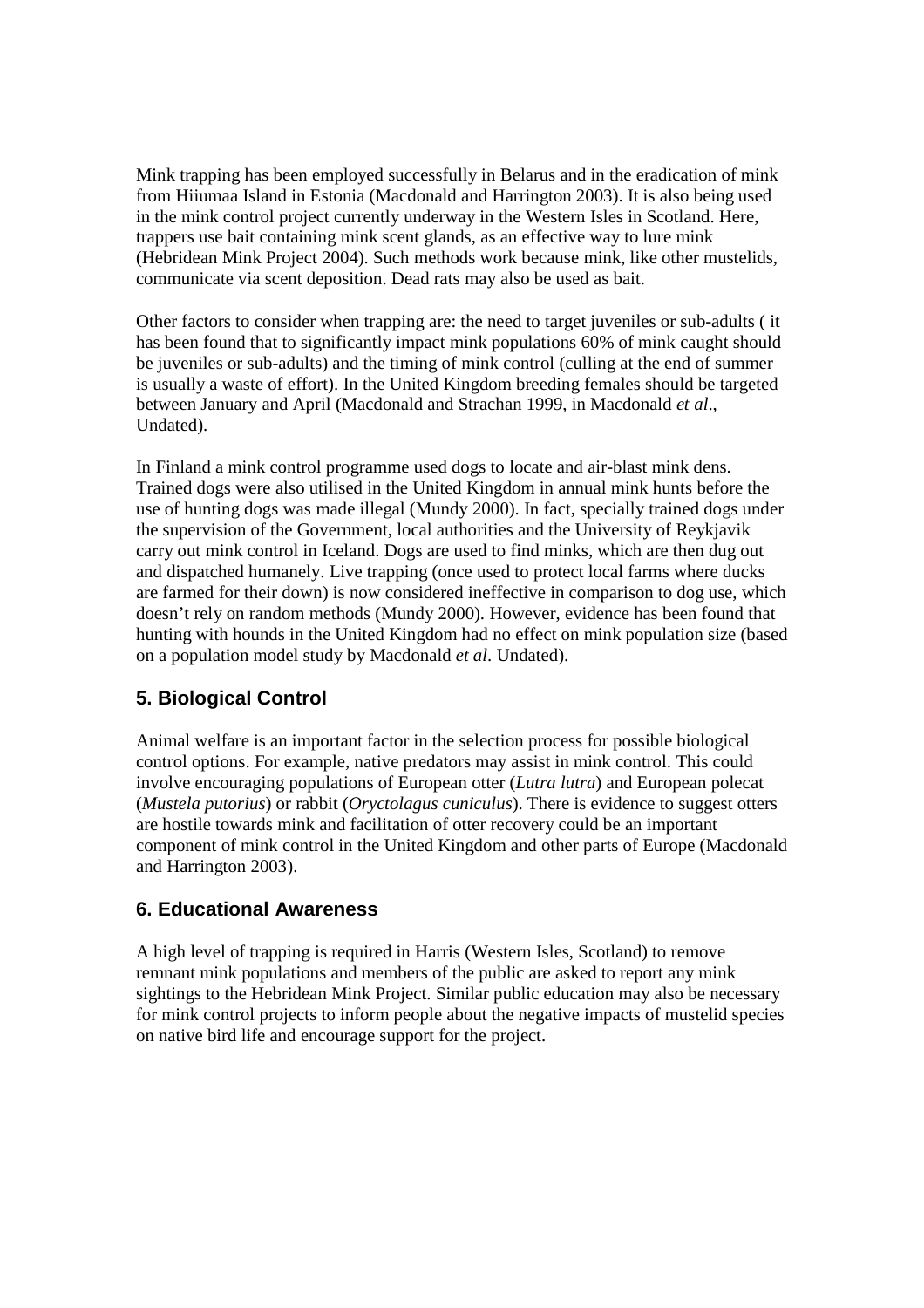Mink trapping has been employed successfully in Belarus and in the eradication of mink from Hiiumaa Island in Estonia (Macdonald and Harrington 2003). It is also being used in the mink control project currently underway in the Western Isles in Scotland. Here, trappers use bait containing mink scent glands, as an effective way to lure mink (Hebridean Mink Project 2004). Such methods work because mink, like other mustelids, communicate via scent deposition. Dead rats may also be used as bait.

Other factors to consider when trapping are: the need to target juveniles or sub-adults ( it has been found that to significantly impact mink populations 60% of mink caught should be juveniles or sub-adults) and the timing of mink control (culling at the end of summer is usually a waste of effort). In the United Kingdom breeding females should be targeted between January and April (Macdonald and Strachan 1999, in Macdonald *et al*., Undated).

In Finland a mink control programme used dogs to locate and air-blast mink dens. Trained dogs were also utilised in the United Kingdom in annual mink hunts before the use of hunting dogs was made illegal (Mundy 2000). In fact, specially trained dogs under the supervision of the Government, local authorities and the University of Reykjavik carry out mink control in Iceland. Dogs are used to find minks, which are then dug out and dispatched humanely. Live trapping (once used to protect local farms where ducks are farmed for their down) is now considered ineffective in comparison to dog use, which doesn't rely on random methods (Mundy 2000). However, evidence has been found that hunting with hounds in the United Kingdom had no effect on mink population size (based on a population model study by Macdonald *et al*. Undated).

## 5. Biological Control

Animal welfare is an important factor in the selection process for possible biological control options. For example, native predators may assist in mink control. This could involve encouraging populations of European otter (*Lutra lutra*) and European polecat (*Mustela putorius*) or rabbit (*Oryctolagus cuniculus*). There is evidence to suggest otters are hostile towards mink and facilitation of otter recovery could be an important component of mink control in the United Kingdom and other parts of Europe (Macdonald and Harrington 2003).

## 6. Educational Awareness

A high level of trapping is required in Harris (Western Isles, Scotland) to remove remnant mink populations and members of the public are asked to report any mink sightings to the Hebridean Mink Project. Similar public education may also be necessary for mink control projects to inform people about the negative impacts of mustelid species on native bird life and encourage support for the project.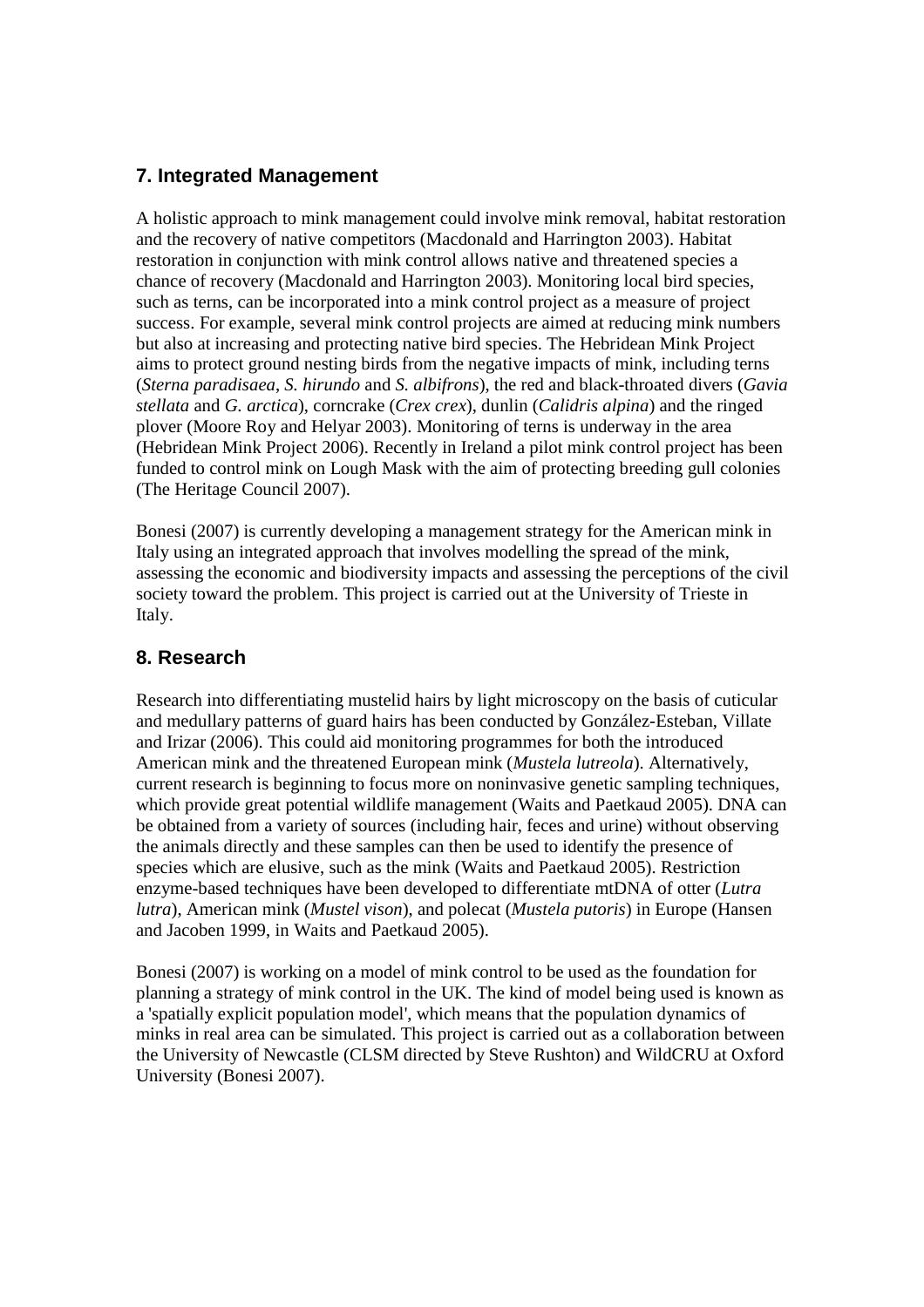## 7. Integrated Management

A holistic approach to mink management could involve mink removal, habitat restoration and the recovery of native competitors (Macdonald and Harrington 2003). Habitat restoration in conjunction with mink control allows native and threatened species a chance of recovery (Macdonald and Harrington 2003). Monitoring local bird species, such as terns, can be incorporated into a mink control project as a measure of project success. For example, several mink control projects are aimed at reducing mink numbers but also at increasing and protecting native bird species. The Hebridean Mink Project aims to protect ground nesting birds from the negative impacts of mink, including terns (*Sterna paradisaea*, *S. hirundo* and *S. albifrons*), the red and black-throated divers (*Gavia stellata* and *G. arctica*), corncrake (*Crex crex*), dunlin (*Calidris alpina*) and the ringed plover (Moore Roy and Helyar 2003). Monitoring of terns is underway in the area (Hebridean Mink Project 2006). Recently in Ireland a pilot mink control project has been funded to control mink on Lough Mask with the aim of protecting breeding gull colonies (The Heritage Council 2007).

Bonesi (2007) is currently developing a management strategy for the American mink in Italy using an integrated approach that involves modelling the spread of the mink, assessing the economic and biodiversity impacts and assessing the perceptions of the civil society toward the problem. This project is carried out at the University of Trieste in Italy.

## 8. Research

Research into differentiating mustelid hairs by light microscopy on the basis of cuticular and medullary patterns of guard hairs has been conducted by González-Esteban, Villate and Irizar (2006). This could aid monitoring programmes for both the introduced American mink and the threatened European mink (*Mustela lutreola*). Alternatively, current research is beginning to focus more on noninvasive genetic sampling techniques, which provide great potential wildlife management (Waits and Paetkaud 2005). DNA can be obtained from a variety of sources (including hair, feces and urine) without observing the animals directly and these samples can then be used to identify the presence of species which are elusive, such as the mink (Waits and Paetkaud 2005). Restriction enzyme-based techniques have been developed to differentiate mtDNA of otter (*Lutra lutra*), American mink (*Mustel vison*), and polecat (*Mustela putoris*) in Europe (Hansen and Jacoben 1999, in Waits and Paetkaud 2005).

Bonesi (2007) is working on a model of mink control to be used as the foundation for planning a strategy of mink control in the UK. The kind of model being used is known as a 'spatially explicit population model', which means that the population dynamics of minks in real area can be simulated. This project is carried out as a collaboration between the University of Newcastle (CLSM directed by Steve Rushton) and WildCRU at Oxford University (Bonesi 2007).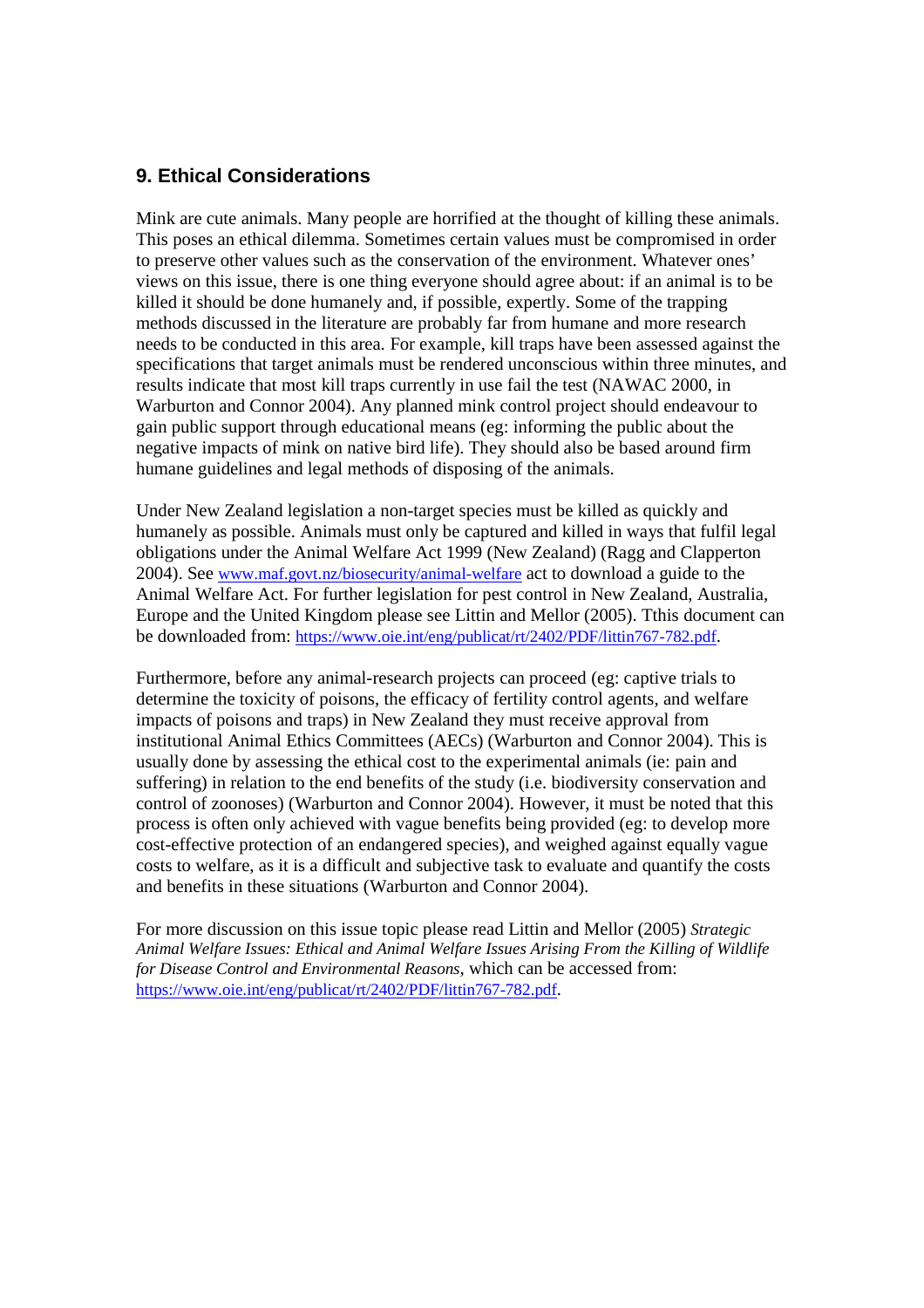## 9. Ethical Considerations

Mink are cute animals. Many people are horrified at the thought of killing these animals. This poses an ethical dilemma. Sometimes certain values must be compromised in order to preserve other values such as the conservation of the environment. Whatever ones' views on this issue, there is one thing everyone should agree about: if an animal is to be killed it should be done humanely and, if possible, expertly. Some of the trapping methods discussed in the literature are probably far from humane and more research needs to be conducted in this area. For example, kill traps have been assessed against the specifications that target animals must be rendered unconscious within three minutes, and results indicate that most kill traps currently in use fail the test (NAWAC 2000, in Warburton and Connor 2004). Any planned mink control project should endeavour to gain public support through educational means (eg: informing the public about the negative impacts of mink on native bird life). They should also be based around firm humane guidelines and legal methods of disposing of the animals.

Under New Zealand legislation a non-target species must be killed as quickly and humanely as possible. Animals must only be captured and killed in ways that fulfil legal obligations under the Animal Welfare Act 1999 (New Zealand) (Ragg and Clapperton 2004). See www.maf.govt.nz/biosecurity/animal-welfare act to download a guide to the Animal Welfare Act. For further legislation for pest control in New Zealand, Australia, Europe and the United Kingdom please see Littin and Mellor (2005). Tthis document can be downloaded from: https://www.oie.int/eng/publicat/rt/2402/PDF/littin767-782.pdf.

Furthermore, before any animal-research projects can proceed (eg: captive trials to determine the toxicity of poisons, the efficacy of fertility control agents, and welfare impacts of poisons and traps) in New Zealand they must receive approval from institutional Animal Ethics Committees (AECs) (Warburton and Connor 2004). This is usually done by assessing the ethical cost to the experimental animals (ie: pain and suffering) in relation to the end benefits of the study (i.e. biodiversity conservation and control of zoonoses) (Warburton and Connor 2004). However, it must be noted that this process is often only achieved with vague benefits being provided (eg: to develop more cost-effective protection of an endangered species), and weighed against equally vague costs to welfare, as it is a difficult and subjective task to evaluate and quantify the costs and benefits in these situations (Warburton and Connor 2004).

For more discussion on this issue topic please read Littin and Mellor (2005) *Strategic Animal Welfare Issues: Ethical and Animal Welfare Issues Arising From the Killing of Wildlife for Disease Control and Environmental Reasons*, which can be accessed from: https://www.oie.int/eng/publicat/rt/2402/PDF/littin767-782.pdf.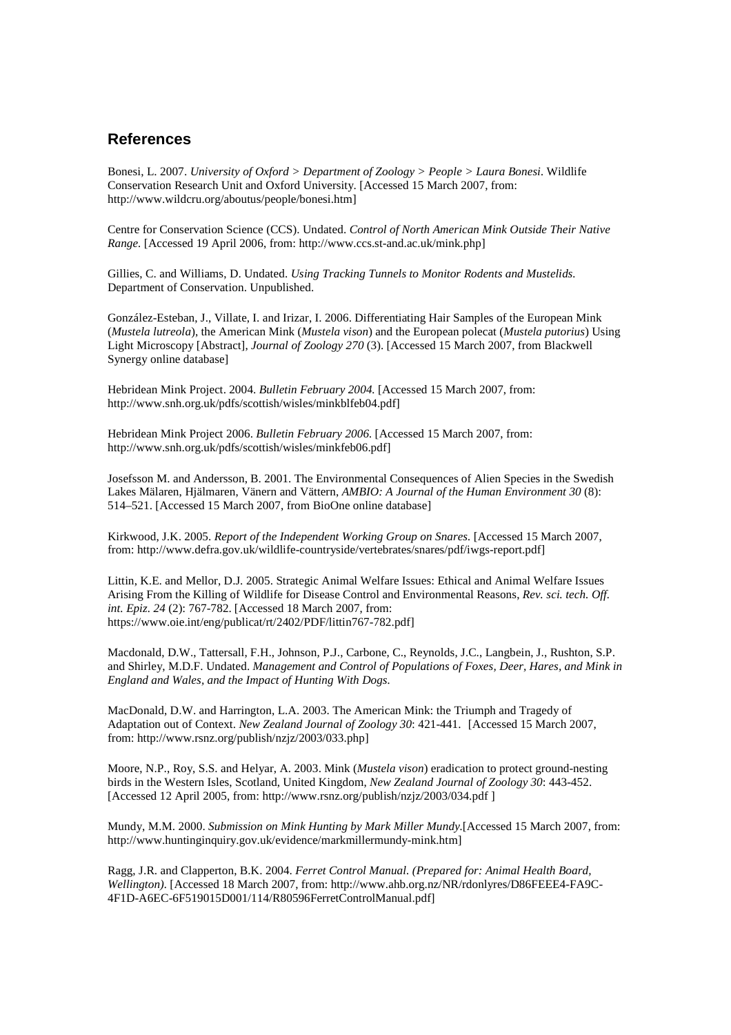## References

Bonesi, L. 2007. *University of Oxford > Department of Zoology > People > Laura Bonesi*. Wildlife Conservation Research Unit and Oxford University. [Accessed 15 March 2007, from: http://www.wildcru.org/aboutus/people/bonesi.htm]

Centre for Conservation Science (CCS). Undated. *Control of North American Mink Outside Their Native Range.* [Accessed 19 April 2006, from: http://www.ccs.st-and.ac.uk/mink.php]

Gillies, C. and Williams, D. Undated. *Using Tracking Tunnels to Monitor Rodents and Mustelids.* Department of Conservation. Unpublished.

González-Esteban, J., Villate, I. and Irizar, I. 2006. Differentiating Hair Samples of the European Mink (*Mustela lutreola*), the American Mink (*Mustela vison*) and the European polecat (*Mustela putorius*) Using Light Microscopy [Abstract], *Journal of Zoology 270* (3). [Accessed 15 March 2007, from Blackwell Synergy online database]

Hebridean Mink Project. 2004. *Bulletin February 2004.* [Accessed 15 March 2007, from: http://www.snh.org.uk/pdfs/scottish/wisles/minkblfeb04.pdf]

Hebridean Mink Project 2006. *Bulletin February 2006.* [Accessed 15 March 2007, from: http://www.snh.org.uk/pdfs/scottish/wisles/minkfeb06.pdf]

Josefsson M. and Andersson, B. 2001. The Environmental Consequences of Alien Species in the Swedish Lakes Mälaren, Hjälmaren, Vänern and Vättern, *AMBIO: A Journal of the Human Environment 30* (8): 514–521. [Accessed 15 March 2007, from BioOne online database]

Kirkwood, J.K. 2005. *Report of the Independent Working Group on Snares.* [Accessed 15 March 2007, from: http://www.defra.gov.uk/wildlife-countryside/vertebrates/snares/pdf/iwgs-report.pdf]

Littin, K.E. and Mellor, D.J. 2005. Strategic Animal Welfare Issues: Ethical and Animal Welfare Issues Arising From the Killing of Wildlife for Disease Control and Environmental Reasons, *Rev. sci. tech. Off. int. Epiz. 24* (2): 767-782. [Accessed 18 March 2007, from: https://www.oie.int/eng/publicat/rt/2402/PDF/littin767-782.pdf]

Macdonald, D.W., Tattersall, F.H., Johnson, P.J., Carbone, C., Reynolds, J.C., Langbein, J., Rushton, S.P. and Shirley, M.D.F. Undated. *Management and Control of Populations of Foxes, Deer, Hares, and Mink in England and Wales, and the Impact of Hunting With Dogs.*

MacDonald, D.W. and Harrington, L.A. 2003. The American Mink: the Triumph and Tragedy of Adaptation out of Context. *New Zealand Journal of Zoology 30*: 421-441. [Accessed 15 March 2007, from: http://www.rsnz.org/publish/nzjz/2003/033.php]

Moore, N.P., Roy, S.S. and Helyar, A. 2003. Mink (*Mustela vison*) eradication to protect ground-nesting birds in the Western Isles, Scotland, United Kingdom, *New Zealand Journal of Zoology 30*: 443-452. [Accessed 12 April 2005, from: http://www.rsnz.org/publish/nzjz/2003/034.pdf ]

Mundy, M.M. 2000. *Submission on Mink Hunting by Mark Miller Mundy.*[Accessed 15 March 2007, from: http://www.huntinginquiry.gov.uk/evidence/markmillermundy-mink.htm]

Ragg, J.R. and Clapperton, B.K. 2004. *Ferret Control Manual. (Prepared for: Animal Health Board, Wellington).* [Accessed 18 March 2007, from: http://www.ahb.org.nz/NR/rdonlyres/D86FEEE4-FA9C-4F1D-A6EC-6F519015D001/114/R80596FerretControlManual.pdf]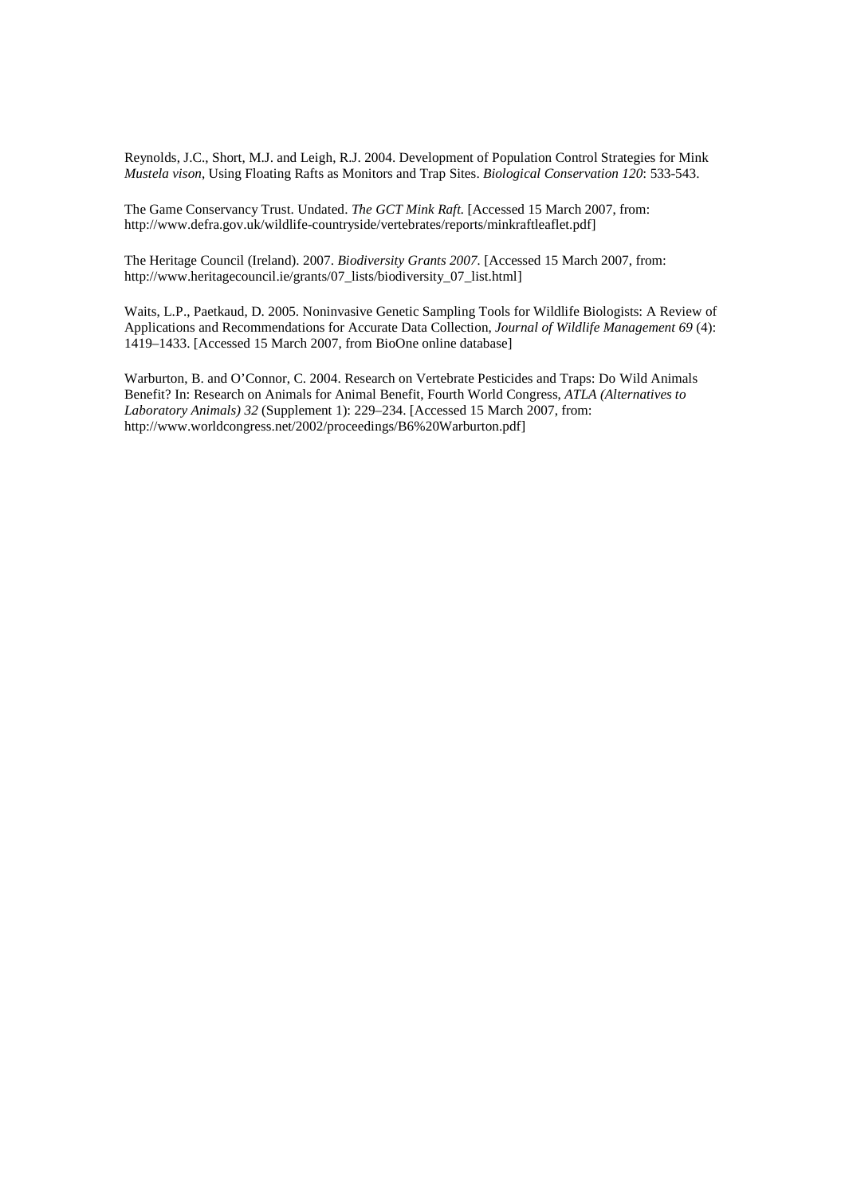Reynolds, J.C., Short, M.J. and Leigh, R.J. 2004. Development of Population Control Strategies for Mink *Mustela vison*, Using Floating Rafts as Monitors and Trap Sites. *Biological Conservation 120*: 533-543.

The Game Conservancy Trust. Undated. *The GCT Mink Raft.* [Accessed 15 March 2007, from: http://www.defra.gov.uk/wildlife-countryside/vertebrates/reports/minkraftleaflet.pdf]

The Heritage Council (Ireland). 2007. *Biodiversity Grants 2007*. [Accessed 15 March 2007, from: http://www.heritagecouncil.ie/grants/07_lists/biodiversity_07_list.html]

Waits, L.P., Paetkaud, D. 2005. Noninvasive Genetic Sampling Tools for Wildlife Biologists: A Review of Applications and Recommendations for Accurate Data Collection, *Journal of Wildlife Management 69* (4): 1419–1433. [Accessed 15 March 2007, from BioOne online database]

Warburton, B. and O'Connor, C. 2004. Research on Vertebrate Pesticides and Traps: Do Wild Animals Benefit? In: Research on Animals for Animal Benefit, Fourth World Congress, *ATLA (Alternatives to Laboratory Animals) 32* (Supplement 1): 229–234. [Accessed 15 March 2007, from: http://www.worldcongress.net/2002/proceedings/B6%20Warburton.pdf]